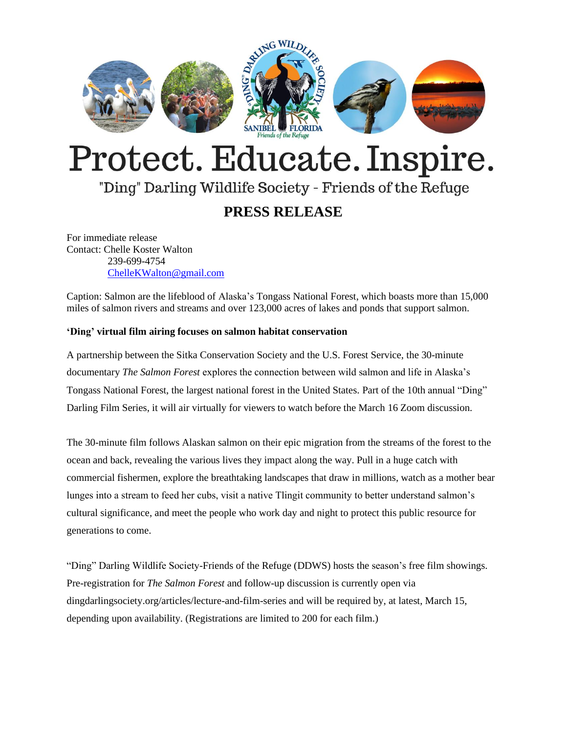# Protect. Educate. Inspire.

"Ding" Darling Wildlife Society - Friends of the Refuge

## PRESS RELEASE

For immediate release
Contact: Chelle Koster Walton
239-699-4754
ChelleKWalton@gmail.com

Caption: Salmon are the lifeblood of Alaska's Tongass National Forest, which boasts more than 15,000 miles of salmon rivers and streams and over 123,000 acres of lakes and ponds that support salmon.

**'Ding' virtual film airing focuses on salmon habitat conservation**

A partnership between the Sitka Conservation Society and the U.S. Forest Service, the 30-minute documentary *The Salmon Forest* explores the connection between wild salmon and life in Alaska's Tongass National Forest, the largest national forest in the United States. Part of the 10th annual "Ding" Darling Film Series, it will air virtually for viewers to watch before the March 16 Zoom discussion.

The 30-minute film follows Alaskan salmon on their epic migration from the streams of the forest to the ocean and back, revealing the various lives they impact along the way. Pull in a huge catch with commercial fishermen, explore the breathtaking landscapes that draw in millions, watch as a mother bear lunges into a stream to feed her cubs, visit a native Tlingit community to better understand salmon's cultural significance, and meet the people who work day and night to protect this public resource for generations to come.

"Ding" Darling Wildlife Society-Friends of the Refuge (DDWS) hosts the season's free film showings. Pre-registration for *The Salmon Forest* and follow-up discussion is currently open via dingdarlingsociety.org/articles/lecture-and-film-series and will be required by, at latest, March 15, depending upon availability. (Registrations are limited to 200 for each film.)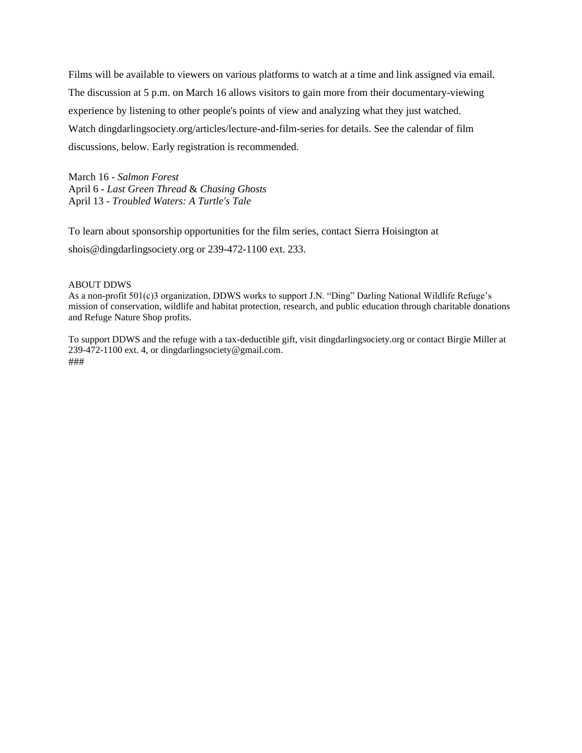Films will be available to viewers on various platforms to watch at a time and link assigned via email. The discussion at 5 p.m. on March 16 allows visitors to gain more from their documentary-viewing experience by listening to other people's points of view and analyzing what they just watched. Watch dingdarlingsociety.org/articles/lecture-and-film-series for details. See the calendar of film discussions, below. Early registration is recommended.

March 16 - *Salmon Forest*  
April 6 - *Last Green Thread* & *Chasing Ghosts*  
April 13 - *Troubled Waters: A Turtle's Tale*

To learn about sponsorship opportunities for the film series, contact Sierra Hoisington at shois@dingdarlingsociety.org or 239-472-1100 ext. 233.

ABOUT DDWS  
As a non-profit 501(c)3 organization, DDWS works to support J.N. "Ding" Darling National Wildlife Refuge's mission of conservation, wildlife and habitat protection, research, and public education through charitable donations and Refuge Nature Shop profits.

To support DDWS and the refuge with a tax-deductible gift, visit dingdarlingsociety.org or contact Birgie Miller at 239-472-1100 ext. 4, or dingdarlingsociety@gmail.com.  
###